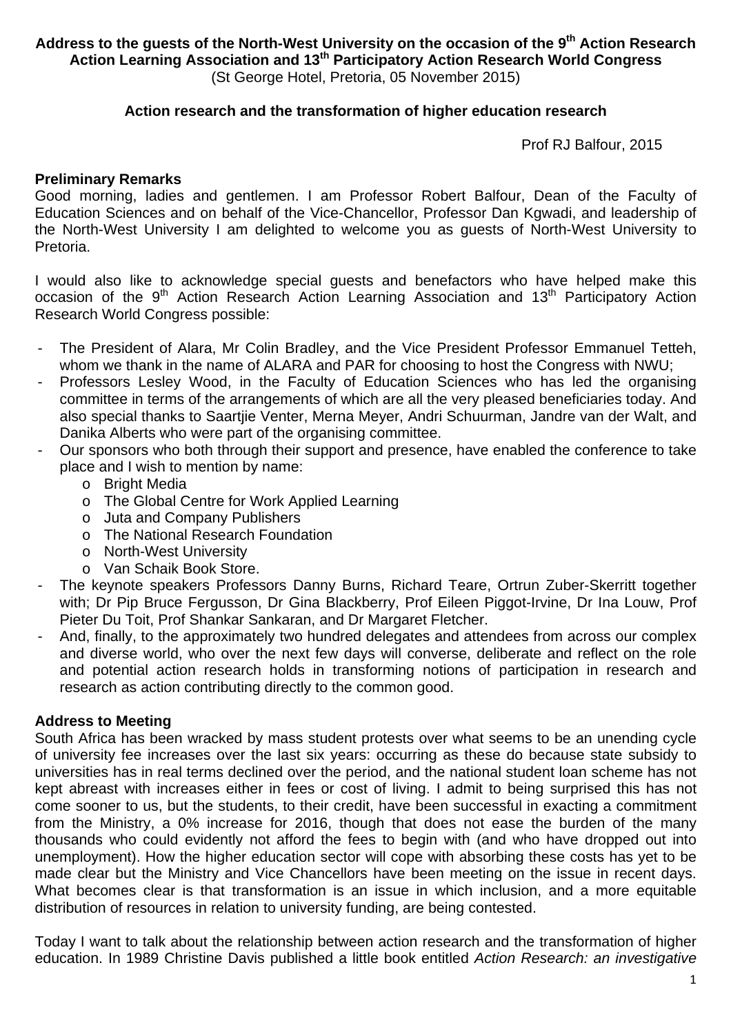**Address to the guests of the North-West University on the occasion of the 9th Action Research Action Learning Association and 13th Participatory Action Research World Congress**

(St George Hotel, Pretoria, 05 November 2015)

**Action research and the transformation of higher education research**

Prof RJ Balfour, 2015

**Preliminary Remarks**

Good morning, ladies and gentlemen. I am Professor Robert Balfour, Dean of the Faculty of Education Sciences and on behalf of the Vice-Chancellor, Professor Dan Kgwadi, and leadership of the North-West University I am delighted to welcome you as guests of North-West University to Pretoria.

I would also like to acknowledge special guests and benefactors who have helped make this occasion of the 9th Action Research Action Learning Association and 13th Participatory Action Research World Congress possible:

- The President of Alara, Mr Colin Bradley, and the Vice President Professor Emmanuel Tetteh, whom we thank in the name of ALARA and PAR for choosing to host the Congress with NWU;
- Professors Lesley Wood, in the Faculty of Education Sciences who has led the organising committee in terms of the arrangements of which are all the very pleased beneficiaries today. And also special thanks to Saartjie Venter, Merna Meyer, Andri Schuurman, Jandre van der Walt, and Danika Alberts who were part of the organising committee.
- Our sponsors who both through their support and presence, have enabled the conference to take place and I wish to mention by name:
  - Bright Media
  - The Global Centre for Work Applied Learning
  - Juta and Company Publishers
  - The National Research Foundation
  - North-West University
  - Van Schaik Book Store.
- The keynote speakers Professors Danny Burns, Richard Teare, Ortrun Zuber-Skerritt together with; Dr Pip Bruce Fergusson, Dr Gina Blackberry, Prof Eileen Piggot-Irvine, Dr Ina Louw, Prof Pieter Du Toit, Prof Shankar Sankaran, and Dr Margaret Fletcher.
- And, finally, to the approximately two hundred delegates and attendees from across our complex and diverse world, who over the next few days will converse, deliberate and reflect on the role and potential action research holds in transforming notions of participation in research and research as action contributing directly to the common good.

**Address to Meeting**

South Africa has been wracked by mass student protests over what seems to be an unending cycle of university fee increases over the last six years: occurring as these do because state subsidy to universities has in real terms declined over the period, and the national student loan scheme has not kept abreast with increases either in fees or cost of living. I admit to being surprised this has not come sooner to us, but the students, to their credit, have been successful in exacting a commitment from the Ministry, a 0% increase for 2016, though that does not ease the burden of the many thousands who could evidently not afford the fees to begin with (and who have dropped out into unemployment). How the higher education sector will cope with absorbing these costs has yet to be made clear but the Ministry and Vice Chancellors have been meeting on the issue in recent days. What becomes clear is that transformation is an issue in which inclusion, and a more equitable distribution of resources in relation to university funding, are being contested.

Today I want to talk about the relationship between action research and the transformation of higher education. In 1989 Christine Davis published a little book entitled *Action Research: an investigative*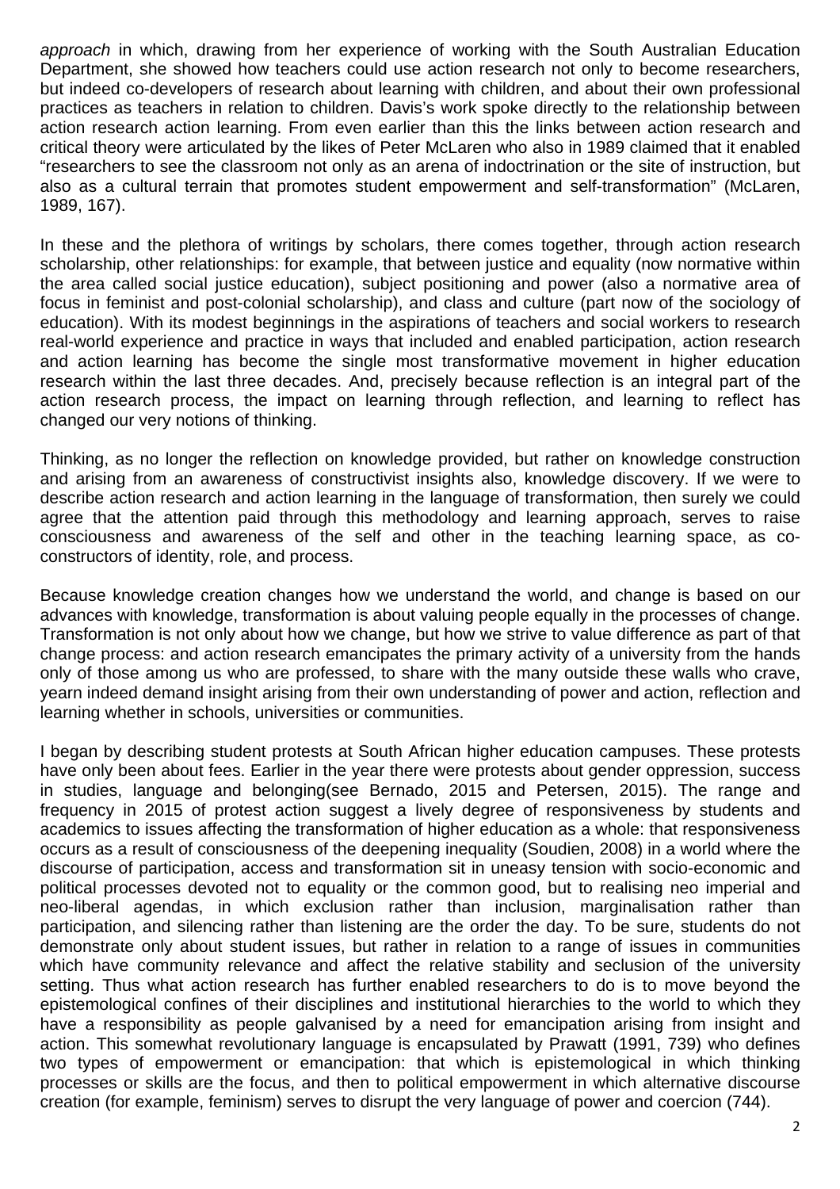*approach* in which, drawing from her experience of working with the South Australian Education Department, she showed how teachers could use action research not only to become researchers, but indeed co-developers of research about learning with children, and about their own professional practices as teachers in relation to children. Davis's work spoke directly to the relationship between action research action learning. From even earlier than this the links between action research and critical theory were articulated by the likes of Peter McLaren who also in 1989 claimed that it enabled "researchers to see the classroom not only as an arena of indoctrination or the site of instruction, but also as a cultural terrain that promotes student empowerment and self-transformation" (McLaren, 1989, 167).

In these and the plethora of writings by scholars, there comes together, through action research scholarship, other relationships: for example, that between justice and equality (now normative within the area called social justice education), subject positioning and power (also a normative area of focus in feminist and post-colonial scholarship), and class and culture (part now of the sociology of education). With its modest beginnings in the aspirations of teachers and social workers to research real-world experience and practice in ways that included and enabled participation, action research and action learning has become the single most transformative movement in higher education research within the last three decades. And, precisely because reflection is an integral part of the action research process, the impact on learning through reflection, and learning to reflect has changed our very notions of thinking.

Thinking, as no longer the reflection on knowledge provided, but rather on knowledge construction and arising from an awareness of constructivist insights also, knowledge discovery. If we were to describe action research and action learning in the language of transformation, then surely we could agree that the attention paid through this methodology and learning approach, serves to raise consciousness and awareness of the self and other in the teaching learning space, as co-constructors of identity, role, and process.

Because knowledge creation changes how we understand the world, and change is based on our advances with knowledge, transformation is about valuing people equally in the processes of change. Transformation is not only about how we change, but how we strive to value difference as part of that change process: and action research emancipates the primary activity of a university from the hands only of those among us who are professed, to share with the many outside these walls who crave, yearn indeed demand insight arising from their own understanding of power and action, reflection and learning whether in schools, universities or communities.

I began by describing student protests at South African higher education campuses. These protests have only been about fees. Earlier in the year there were protests about gender oppression, success in studies, language and belonging(see Bernado, 2015 and Petersen, 2015). The range and frequency in 2015 of protest action suggest a lively degree of responsiveness by students and academics to issues affecting the transformation of higher education as a whole: that responsiveness occurs as a result of consciousness of the deepening inequality (Soudien, 2008) in a world where the discourse of participation, access and transformation sit in uneasy tension with socio-economic and political processes devoted not to equality or the common good, but to realising neo imperial and neo-liberal agendas, in which exclusion rather than inclusion, marginalisation rather than participation, and silencing rather than listening are the order the day. To be sure, students do not demonstrate only about student issues, but rather in relation to a range of issues in communities which have community relevance and affect the relative stability and seclusion of the university setting. Thus what action research has further enabled researchers to do is to move beyond the epistemological confines of their disciplines and institutional hierarchies to the world to which they have a responsibility as people galvanised by a need for emancipation arising from insight and action. This somewhat revolutionary language is encapsulated by Prawatt (1991, 739) who defines two types of empowerment or emancipation: that which is epistemological in which thinking processes or skills are the focus, and then to political empowerment in which alternative discourse creation (for example, feminism) serves to disrupt the very language of power and coercion (744).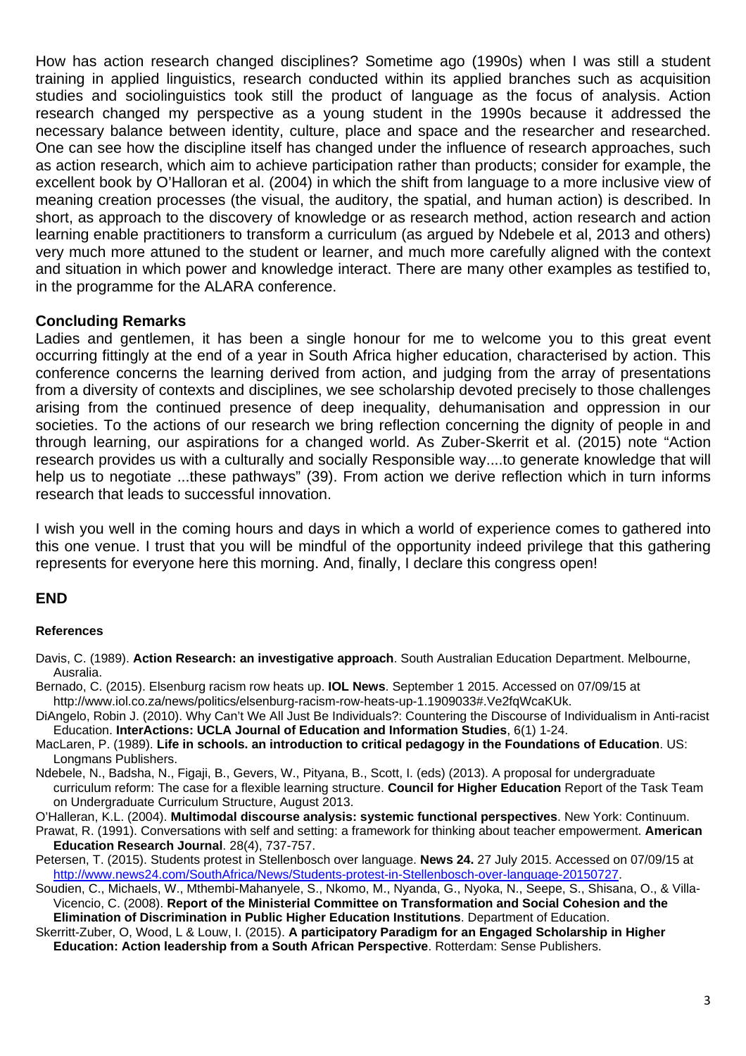How has action research changed disciplines? Sometime ago (1990s) when I was still a student training in applied linguistics, research conducted within its applied branches such as acquisition studies and sociolinguistics took still the product of language as the focus of analysis. Action research changed my perspective as a young student in the 1990s because it addressed the necessary balance between identity, culture, place and space and the researcher and researched. One can see how the discipline itself has changed under the influence of research approaches, such as action research, which aim to achieve participation rather than products; consider for example, the excellent book by O'Halloran et al. (2004) in which the shift from language to a more inclusive view of meaning creation processes (the visual, the auditory, the spatial, and human action) is described. In short, as approach to the discovery of knowledge or as research method, action research and action learning enable practitioners to transform a curriculum (as argued by Ndebele et al, 2013 and others) very much more attuned to the student or learner, and much more carefully aligned with the context and situation in which power and knowledge interact. There are many other examples as testified to, in the programme for the ALARA conference.

## Concluding Remarks

Ladies and gentlemen, it has been a single honour for me to welcome you to this great event occurring fittingly at the end of a year in South Africa higher education, characterised by action. This conference concerns the learning derived from action, and judging from the array of presentations from a diversity of contexts and disciplines, we see scholarship devoted precisely to those challenges arising from the continued presence of deep inequality, dehumanisation and oppression in our societies. To the actions of our research we bring reflection concerning the dignity of people in and through learning, our aspirations for a changed world. As Zuber-Skerrit et al. (2015) note "Action research provides us with a culturally and socially Responsible way....to generate knowledge that will help us to negotiate ...these pathways" (39). From action we derive reflection which in turn informs research that leads to successful innovation.

I wish you well in the coming hours and days in which a world of experience comes to gathered into this one venue. I trust that you will be mindful of the opportunity indeed privilege that this gathering represents for everyone here this morning. And, finally, I declare this congress open!

## END

#### References

Davis, C. (1989). **Action Research: an investigative approach**. South Australian Education Department. Melbourne, Ausralia.

Bernado, C. (2015). Elsenburg racism row heats up. **IOL News**. September 1 2015. Accessed on 07/09/15 at http://www.iol.co.za/news/politics/elsenburg-racism-row-heats-up-1.1909033#.Ve2fqWcaKUk.

DiAngelo, Robin J. (2010). Why Can't We All Just Be Individuals?: Countering the Discourse of Individualism in Anti-racist Education. **InterActions: UCLA Journal of Education and Information Studies**, 6(1) 1-24.

MacLaren, P. (1989). **Life in schools. an introduction to critical pedagogy in the Foundations of Education**. US: Longmans Publishers.

Ndebele, N., Badsha, N., Figaji, B., Gevers, W., Pityana, B., Scott, I. (eds) (2013). A proposal for undergraduate curriculum reform: The case for a flexible learning structure. **Council for Higher Education** Report of the Task Team on Undergraduate Curriculum Structure, August 2013.

O'Halleran, K.L. (2004). **Multimodal discourse analysis: systemic functional perspectives**. New York: Continuum.

Prawat, R. (1991). Conversations with self and setting: a framework for thinking about teacher empowerment. **American Education Research Journal**. 28(4), 737-757.

Petersen, T. (2015). Students protest in Stellenbosch over language. **News 24.** 27 July 2015. Accessed on 07/09/15 at http://www.news24.com/SouthAfrica/News/Students-protest-in-Stellenbosch-over-language-20150727.

Soudien, C., Michaels, W., Mthembi-Mahanyele, S., Nkomo, M., Nyanda, G., Nyoka, N., Seepe, S., Shisana, O., & Villa-Vicencio, C. (2008). **Report of the Ministerial Committee on Transformation and Social Cohesion and the Elimination of Discrimination in Public Higher Education Institutions**. Department of Education.

Skerritt-Zuber, O, Wood, L & Louw, I. (2015). **A participatory Paradigm for an Engaged Scholarship in Higher Education: Action leadership from a South African Perspective**. Rotterdam: Sense Publishers.